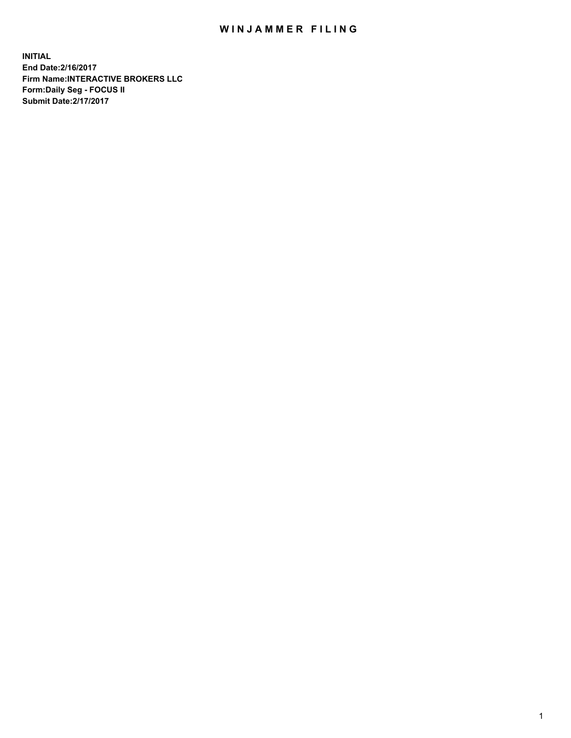# WINJAMMER FILING

**INITIAL**
**End Date:2/16/2017**
**Firm Name:INTERACTIVE BROKERS LLC**
**Form:Daily Seg - FOCUS II**
**Submit Date:2/17/2017**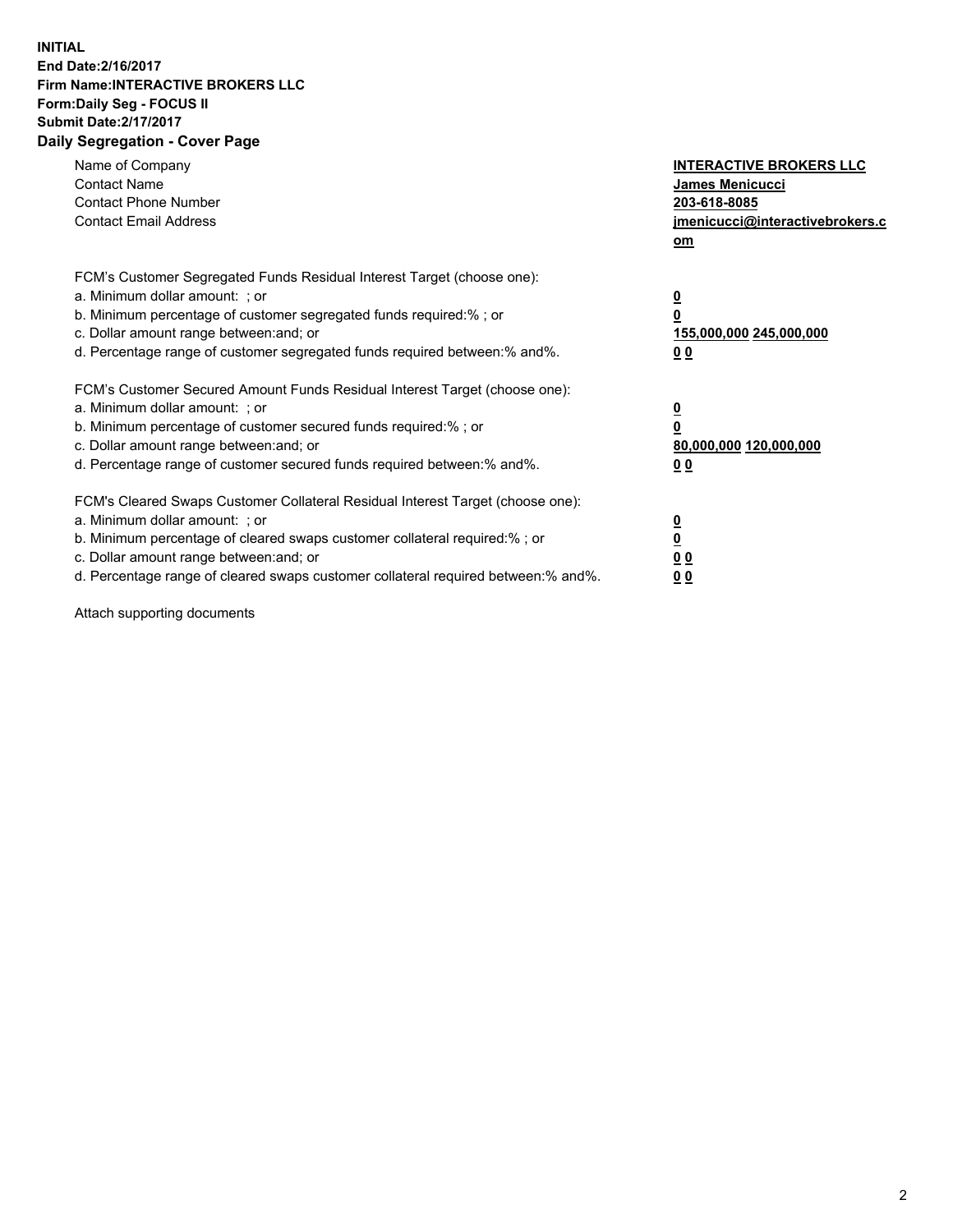**INITIAL**
**End Date:2/16/2017**
**Firm Name:INTERACTIVE BROKERS LLC**
**Form:Daily Seg - FOCUS II**
**Submit Date:2/17/2017**
**Daily Segregation - Cover Page**

| | |
|---|---|
| Name of Company | **INTERACTIVE BROKERS LLC** |
| Contact Name | **James Menicucci** |
| Contact Phone Number | **203-618-8085** |
| Contact Email Address | **jmenicucci@interactivebrokers.com** |

FCM's Customer Segregated Funds Residual Interest Target (choose one):

| | |
|---|---|
| a. Minimum dollar amount: ; or | **0** |
| b. Minimum percentage of customer segregated funds required:% ; or | **0** |
| c. Dollar amount range between:and; or | **155,000,000 245,000,000** |
| d. Percentage range of customer segregated funds required between:% and%. | **0 0** |

FCM's Customer Secured Amount Funds Residual Interest Target (choose one):

| | |
|---|---|
| a. Minimum dollar amount: ; or | **0** |
| b. Minimum percentage of customer secured funds required:% ; or | **0** |
| c. Dollar amount range between:and; or | **80,000,000 120,000,000** |
| d. Percentage range of customer secured funds required between:% and%. | **0 0** |

FCM's Cleared Swaps Customer Collateral Residual Interest Target (choose one):

| | |
|---|---|
| a. Minimum dollar amount: ; or | **0** |
| b. Minimum percentage of cleared swaps customer collateral required:% ; or | **0** |
| c. Dollar amount range between:and; or | **0 0** |
| d. Percentage range of cleared swaps customer collateral required between:% and%. | **0 0** |

Attach supporting documents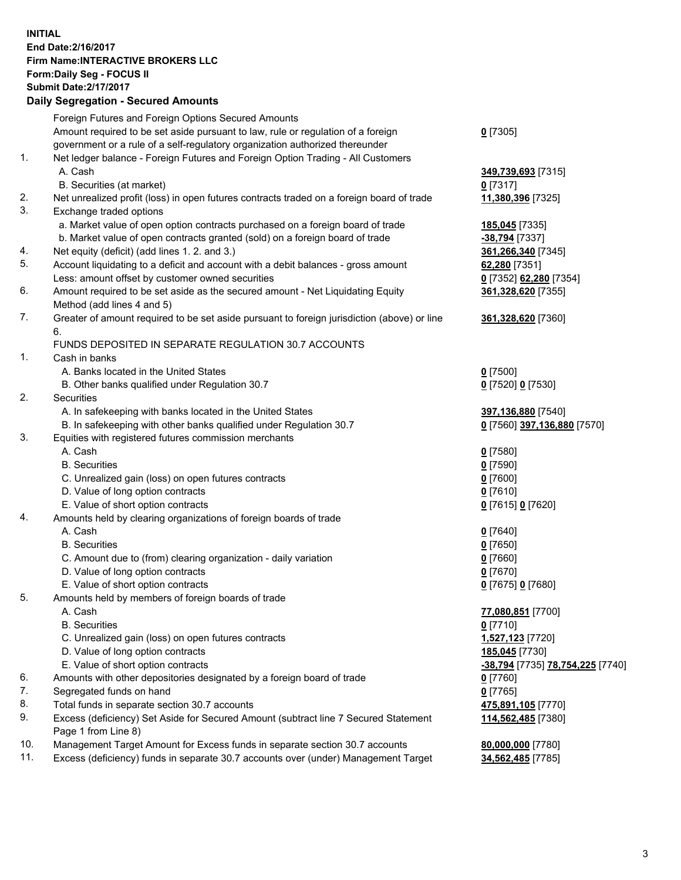**INITIAL**
**End Date:2/16/2017**
**Firm Name:INTERACTIVE BROKERS LLC**
**Form:Daily Seg - FOCUS II**
**Submit Date:2/17/2017**

## Daily Segregation - Secured Amounts

| | | |
|---|---|---|
| | Foreign Futures and Foreign Options Secured Amounts | |
| | Amount required to be set aside pursuant to law, rule or regulation of a foreign government or a rule of a self-regulatory organization authorized thereunder | **0** [7305] |
| 1. | Net ledger balance - Foreign Futures and Foreign Option Trading - All Customers | |
| | A. Cash | **349,739,693** [7315] |
| | B. Securities (at market) | **0** [7317] |
| 2. | Net unrealized profit (loss) in open futures contracts traded on a foreign board of trade | **11,380,396** [7325] |
| 3. | Exchange traded options | |
| | a. Market value of open option contracts purchased on a foreign board of trade | **185,045** [7335] |
| | b. Market value of open contracts granted (sold) on a foreign board of trade | **-38,794** [7337] |
| 4. | Net equity (deficit) (add lines 1. 2. and 3.) | **361,266,340** [7345] |
| 5. | Account liquidating to a deficit and account with a debit balances - gross amount | **62,280** [7351] |
| | Less: amount offset by customer owned securities | **0** [7352] **62,280** [7354] |
| 6. | Amount required to be set aside as the secured amount - Net Liquidating Equity Method (add lines 4 and 5) | **361,328,620** [7355] |
| 7. | Greater of amount required to be set aside pursuant to foreign jurisdiction (above) or line 6. | **361,328,620** [7360] |
| | FUNDS DEPOSITED IN SEPARATE REGULATION 30.7 ACCOUNTS | |
| 1. | Cash in banks | |
| | A. Banks located in the United States | **0** [7500] |
| | B. Other banks qualified under Regulation 30.7 | **0** [7520] **0** [7530] |
| 2. | Securities | |
| | A. In safekeeping with banks located in the United States | **397,136,880** [7540] |
| | B. In safekeeping with other banks qualified under Regulation 30.7 | **0** [7560] **397,136,880** [7570] |
| 3. | Equities with registered futures commission merchants | |
| | A. Cash | **0** [7580] |
| | B. Securities | **0** [7590] |
| | C. Unrealized gain (loss) on open futures contracts | **0** [7600] |
| | D. Value of long option contracts | **0** [7610] |
| | E. Value of short option contracts | **0** [7615] **0** [7620] |
| 4. | Amounts held by clearing organizations of foreign boards of trade | |
| | A. Cash | **0** [7640] |
| | B. Securities | **0** [7650] |
| | C. Amount due to (from) clearing organization - daily variation | **0** [7660] |
| | D. Value of long option contracts | **0** [7670] |
| | E. Value of short option contracts | **0** [7675] **0** [7680] |
| 5. | Amounts held by members of foreign boards of trade | |
| | A. Cash | **77,080,851** [7700] |
| | B. Securities | **0** [7710] |
| | C. Unrealized gain (loss) on open futures contracts | **1,527,123** [7720] |
| | D. Value of long option contracts | **185,045** [7730] |
| | E. Value of short option contracts | **-38,794** [7735] **78,754,225** [7740] |
| 6. | Amounts with other depositories designated by a foreign board of trade | **0** [7760] |
| 7. | Segregated funds on hand | **0** [7765] |
| 8. | Total funds in separate section 30.7 accounts | **475,891,105** [7770] |
| 9. | Excess (deficiency) Set Aside for Secured Amount (subtract line 7 Secured Statement Page 1 from Line 8) | **114,562,485** [7380] |
| 10. | Management Target Amount for Excess funds in separate section 30.7 accounts | **80,000,000** [7780] |
| 11. | Excess (deficiency) funds in separate 30.7 accounts over (under) Management Target | **34,562,485** [7785] |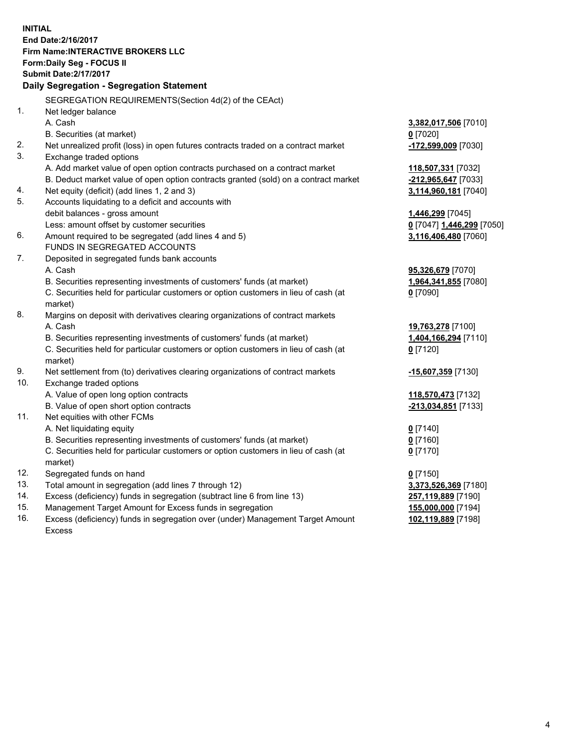**INITIAL**
**End Date:2/16/2017**
**Firm Name:INTERACTIVE BROKERS LLC**
**Form:Daily Seg - FOCUS II**
**Submit Date:2/17/2017**

## Daily Segregation - Segregation Statement

| | | |
|---|---|---|
| | SEGREGATION REQUIREMENTS(Section 4d(2) of the CEAct) | |
| 1. | Net ledger balance | |
| | A. Cash | **3,382,017,506** [7010] |
| | B. Securities (at market) | **0** [7020] |
| 2. | Net unrealized profit (loss) in open futures contracts traded on a contract market | **-172,599,009** [7030] |
| 3. | Exchange traded options | |
| | A. Add market value of open option contracts purchased on a contract market | **118,507,331** [7032] |
| | B. Deduct market value of open option contracts granted (sold) on a contract market | **-212,965,647** [7033] |
| 4. | Net equity (deficit) (add lines 1, 2 and 3) | **3,114,960,181** [7040] |
| 5. | Accounts liquidating to a deficit and accounts with debit balances - gross amount | **1,446,299** [7045] |
| | Less: amount offset by customer securities | **0** [7047] **1,446,299** [7050] |
| 6. | Amount required to be segregated (add lines 4 and 5) | **3,116,406,480** [7060] |
| | FUNDS IN SEGREGATED ACCOUNTS | |
| 7. | Deposited in segregated funds bank accounts | |
| | A. Cash | **95,326,679** [7070] |
| | B. Securities representing investments of customers' funds (at market) | **1,964,341,855** [7080] |
| | C. Securities held for particular customers or option customers in lieu of cash (at market) | **0** [7090] |
| 8. | Margins on deposit with derivatives clearing organizations of contract markets | |
| | A. Cash | **19,763,278** [7100] |
| | B. Securities representing investments of customers' funds (at market) | **1,404,166,294** [7110] |
| | C. Securities held for particular customers or option customers in lieu of cash (at market) | **0** [7120] |
| 9. | Net settlement from (to) derivatives clearing organizations of contract markets | **-15,607,359** [7130] |
| 10. | Exchange traded options | |
| | A. Value of open long option contracts | **118,570,473** [7132] |
| | B. Value of open short option contracts | **-213,034,851** [7133] |
| 11. | Net equities with other FCMs | |
| | A. Net liquidating equity | **0** [7140] |
| | B. Securities representing investments of customers' funds (at market) | **0** [7160] |
| | C. Securities held for particular customers or option customers in lieu of cash (at market) | **0** [7170] |
| 12. | Segregated funds on hand | **0** [7150] |
| 13. | Total amount in segregation (add lines 7 through 12) | **3,373,526,369** [7180] |
| 14. | Excess (deficiency) funds in segregation (subtract line 6 from line 13) | **257,119,889** [7190] |
| 15. | Management Target Amount for Excess funds in segregation | **155,000,000** [7194] |
| 16. | Excess (deficiency) funds in segregation over (under) Management Target Amount Excess | **102,119,889** [7198] |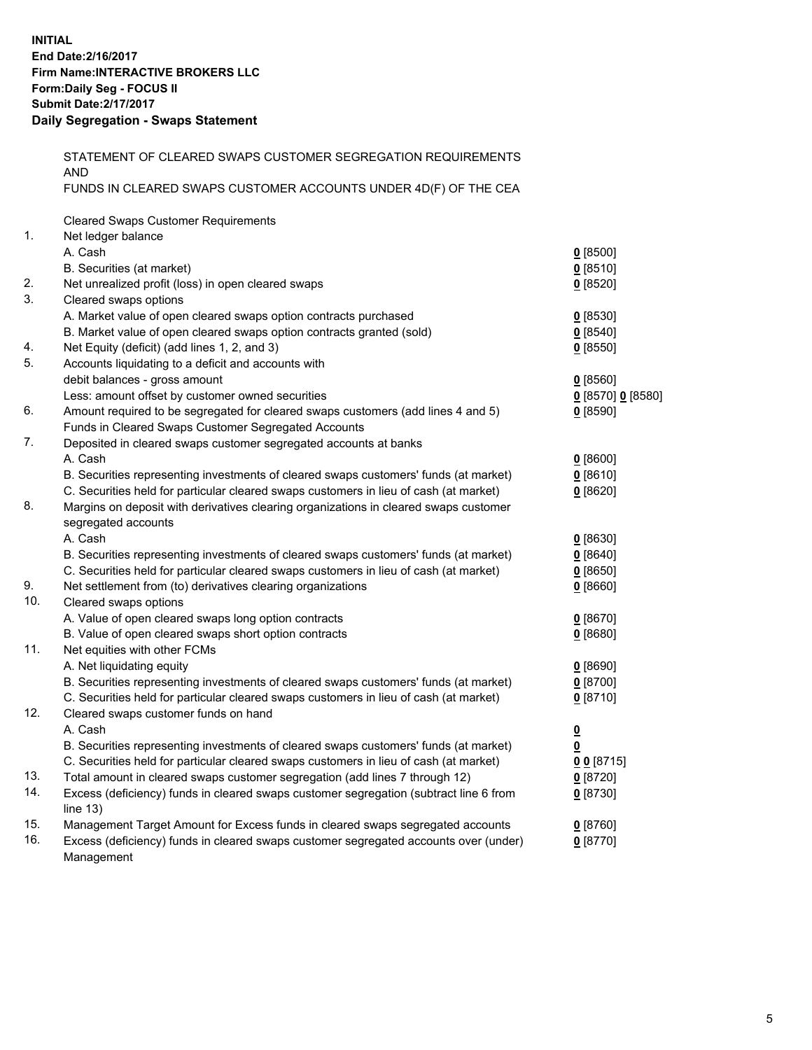**INITIAL**
**End Date:2/16/2017**
**Firm Name:INTERACTIVE BROKERS LLC**
**Form:Daily Seg - FOCUS II**
**Submit Date:2/17/2017**
**Daily Segregation - Swaps Statement**

STATEMENT OF CLEARED SWAPS CUSTOMER SEGREGATION REQUIREMENTS AND FUNDS IN CLEARED SWAPS CUSTOMER ACCOUNTS UNDER 4D(F) OF THE CEA

| | | |
|---|---|---|
| | Cleared Swaps Customer Requirements | |
| 1. | Net ledger balance | |
| | A. Cash | 0 [8500] |
| | B. Securities (at market) | 0 [8510] |
| 2. | Net unrealized profit (loss) in open cleared swaps | 0 [8520] |
| 3. | Cleared swaps options | |
| | A. Market value of open cleared swaps option contracts purchased | 0 [8530] |
| | B. Market value of open cleared swaps option contracts granted (sold) | 0 [8540] |
| 4. | Net Equity (deficit) (add lines 1, 2, and 3) | 0 [8550] |
| 5. | Accounts liquidating to a deficit and accounts with debit balances - gross amount | 0 [8560] |
| | Less: amount offset by customer owned securities | 0 [8570] 0 [8580] |
| 6. | Amount required to be segregated for cleared swaps customers (add lines 4 and 5) | 0 [8590] |
| | Funds in Cleared Swaps Customer Segregated Accounts | |
| 7. | Deposited in cleared swaps customer segregated accounts at banks | |
| | A. Cash | 0 [8600] |
| | B. Securities representing investments of cleared swaps customers' funds (at market) | 0 [8610] |
| | C. Securities held for particular cleared swaps customers in lieu of cash (at market) | 0 [8620] |
| 8. | Margins on deposit with derivatives clearing organizations in cleared swaps customer segregated accounts | |
| | A. Cash | 0 [8630] |
| | B. Securities representing investments of cleared swaps customers' funds (at market) | 0 [8640] |
| | C. Securities held for particular cleared swaps customers in lieu of cash (at market) | 0 [8650] |
| 9. | Net settlement from (to) derivatives clearing organizations | 0 [8660] |
| 10. | Cleared swaps options | |
| | A. Value of open cleared swaps long option contracts | 0 [8670] |
| | B. Value of open cleared swaps short option contracts | 0 [8680] |
| 11. | Net equities with other FCMs | |
| | A. Net liquidating equity | 0 [8690] |
| | B. Securities representing investments of cleared swaps customers' funds (at market) | 0 [8700] |
| | C. Securities held for particular cleared swaps customers in lieu of cash (at market) | 0 [8710] |
| 12. | Cleared swaps customer funds on hand | |
| | A. Cash | 0 |
| | B. Securities representing investments of cleared swaps customers' funds (at market) | 0 |
| | C. Securities held for particular cleared swaps customers in lieu of cash (at market) | 0 0 [8715] |
| 13. | Total amount in cleared swaps customer segregation (add lines 7 through 12) | 0 [8720] |
| 14. | Excess (deficiency) funds in cleared swaps customer segregation (subtract line 6 from line 13) | 0 [8730] |
| 15. | Management Target Amount for Excess funds in cleared swaps segregated accounts | 0 [8760] |
| 16. | Excess (deficiency) funds in cleared swaps customer segregated accounts over (under) Management | 0 [8770] |